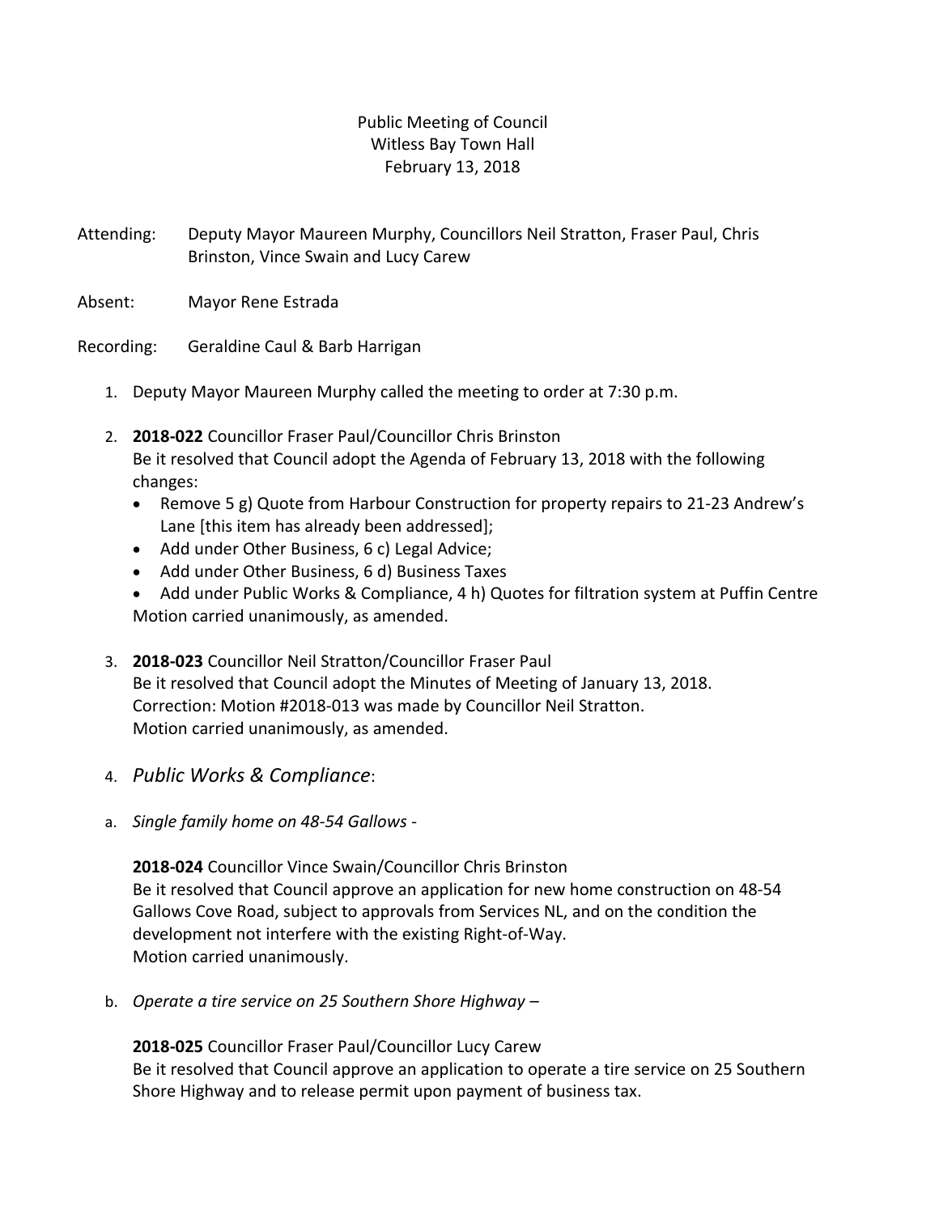Public Meeting of Council
Witless Bay Town Hall
February 13, 2018

Attending: Deputy Mayor Maureen Murphy, Councillors Neil Stratton, Fraser Paul, Chris Brinston, Vince Swain and Lucy Carew

Absent: Mayor Rene Estrada

Recording: Geraldine Caul & Barb Harrigan

1. Deputy Mayor Maureen Murphy called the meeting to order at 7:30 p.m.

2. **2018-022** Councillor Fraser Paul/Councillor Chris Brinston
   Be it resolved that Council adopt the Agenda of February 13, 2018 with the following changes:
   - Remove 5 g) Quote from Harbour Construction for property repairs to 21-23 Andrew's Lane [this item has already been addressed];
   - Add under Other Business, 6 c) Legal Advice;
   - Add under Other Business, 6 d) Business Taxes
   - Add under Public Works & Compliance, 4 h) Quotes for filtration system at Puffin Centre

   Motion carried unanimously, as amended.

3. **2018-023** Councillor Neil Stratton/Councillor Fraser Paul
   Be it resolved that Council adopt the Minutes of Meeting of January 13, 2018.
   Correction: Motion #2018-013 was made by Councillor Neil Stratton.
   Motion carried unanimously, as amended.

4. *Public Works & Compliance*:

a. *Single family home on 48-54 Gallows* -

   **2018-024** Councillor Vince Swain/Councillor Chris Brinston
   Be it resolved that Council approve an application for new home construction on 48-54 Gallows Cove Road, subject to approvals from Services NL, and on the condition the development not interfere with the existing Right-of-Way.
   Motion carried unanimously.

b. *Operate a tire service on 25 Southern Shore Highway* –

   **2018-025** Councillor Fraser Paul/Councillor Lucy Carew
   Be it resolved that Council approve an application to operate a tire service on 25 Southern Shore Highway and to release permit upon payment of business tax.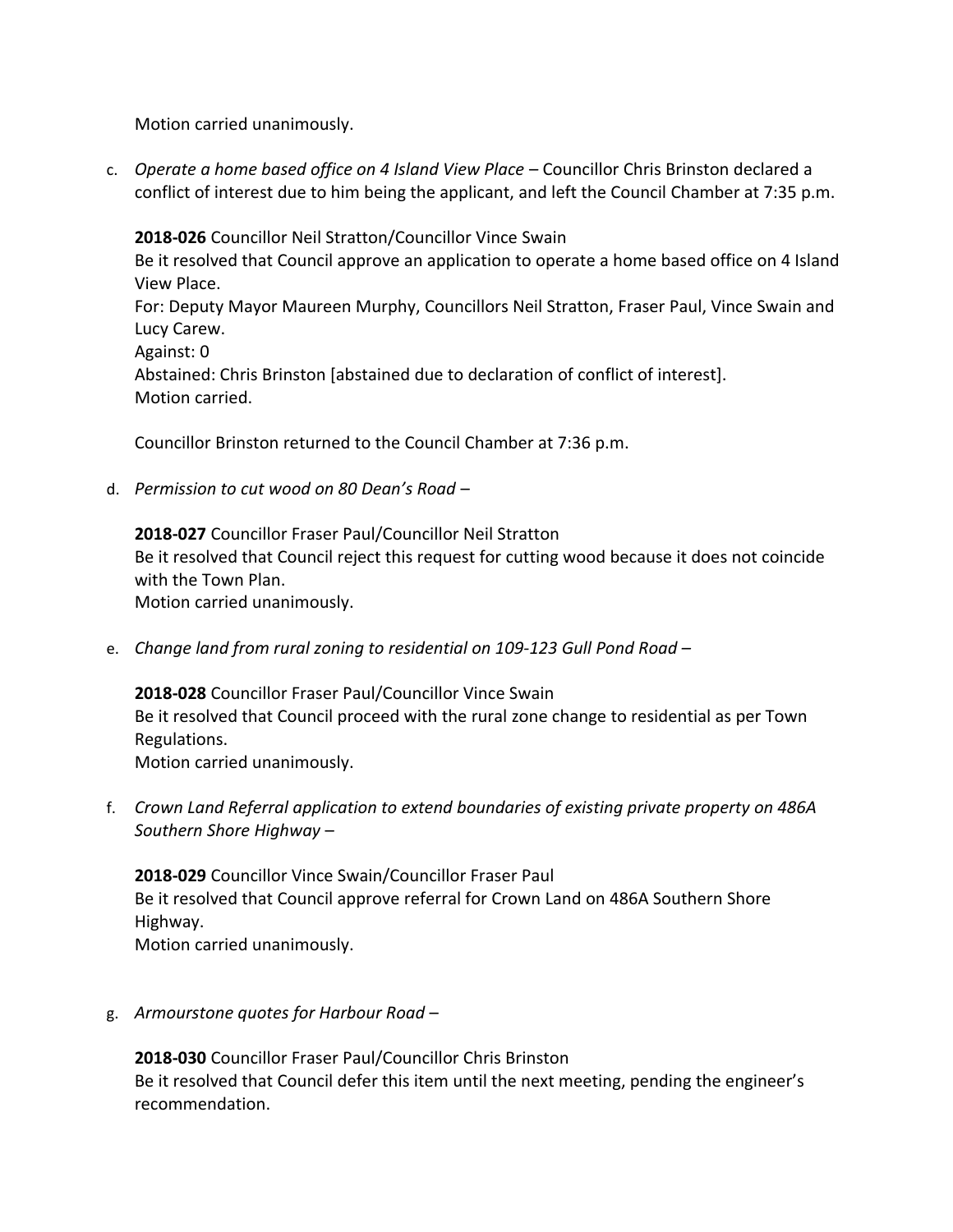Motion carried unanimously.

c. *Operate a home based office on 4 Island View Place* – Councillor Chris Brinston declared a conflict of interest due to him being the applicant, and left the Council Chamber at 7:35 p.m.

   **2018-026** Councillor Neil Stratton/Councillor Vince Swain
   Be it resolved that Council approve an application to operate a home based office on 4 Island View Place.
   For: Deputy Mayor Maureen Murphy, Councillors Neil Stratton, Fraser Paul, Vince Swain and Lucy Carew.
   Against: 0
   Abstained: Chris Brinston [abstained due to declaration of conflict of interest].
   Motion carried.

   Councillor Brinston returned to the Council Chamber at 7:36 p.m.

d. *Permission to cut wood on 80 Dean's Road* –

   **2018-027** Councillor Fraser Paul/Councillor Neil Stratton
   Be it resolved that Council reject this request for cutting wood because it does not coincide with the Town Plan.
   Motion carried unanimously.

e. *Change land from rural zoning to residential on 109-123 Gull Pond Road* –

   **2018-028** Councillor Fraser Paul/Councillor Vince Swain
   Be it resolved that Council proceed with the rural zone change to residential as per Town Regulations.
   Motion carried unanimously.

f. *Crown Land Referral application to extend boundaries of existing private property on 486A Southern Shore Highway* –

   **2018-029** Councillor Vince Swain/Councillor Fraser Paul
   Be it resolved that Council approve referral for Crown Land on 486A Southern Shore Highway.
   Motion carried unanimously.

g. *Armourstone quotes for Harbour Road* –

   **2018-030** Councillor Fraser Paul/Councillor Chris Brinston
   Be it resolved that Council defer this item until the next meeting, pending the engineer's recommendation.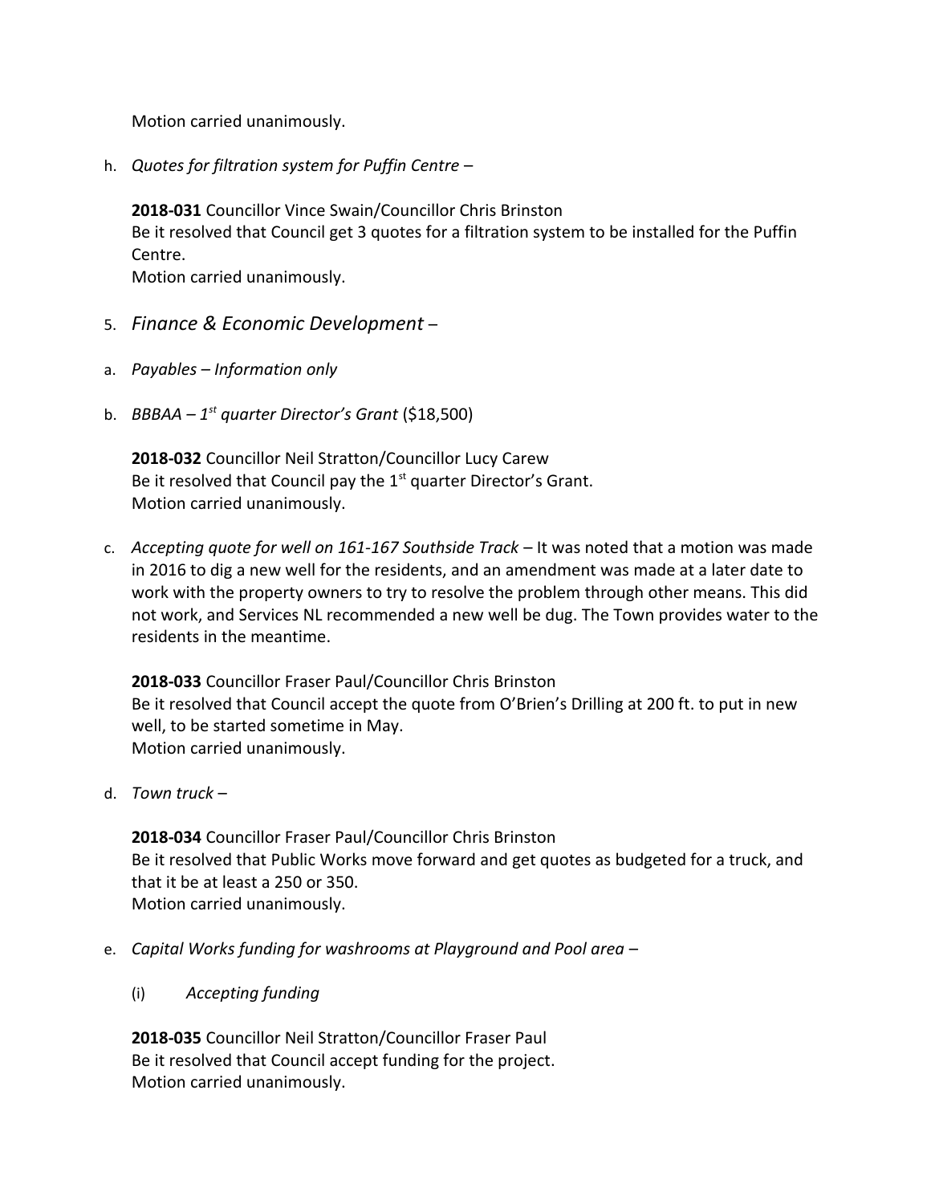Motion carried unanimously.

h. *Quotes for filtration system for Puffin Centre –*

**2018-031** Councillor Vince Swain/Councillor Chris Brinston
Be it resolved that Council get 3 quotes for a filtration system to be installed for the Puffin Centre.
Motion carried unanimously.

5. *Finance & Economic Development –*

a. *Payables – Information only*

b. *BBBAA – 1st quarter Director's Grant* ($18,500)

**2018-032** Councillor Neil Stratton/Councillor Lucy Carew
Be it resolved that Council pay the 1st quarter Director's Grant.
Motion carried unanimously.

c. *Accepting quote for well on 161-167 Southside Track –* It was noted that a motion was made in 2016 to dig a new well for the residents, and an amendment was made at a later date to work with the property owners to try to resolve the problem through other means. This did not work, and Services NL recommended a new well be dug. The Town provides water to the residents in the meantime.

**2018-033** Councillor Fraser Paul/Councillor Chris Brinston
Be it resolved that Council accept the quote from O'Brien's Drilling at 200 ft. to put in new well, to be started sometime in May.
Motion carried unanimously.

d. *Town truck –*

**2018-034** Councillor Fraser Paul/Councillor Chris Brinston
Be it resolved that Public Works move forward and get quotes as budgeted for a truck, and that it be at least a 250 or 350.
Motion carried unanimously.

e. *Capital Works funding for washrooms at Playground and Pool area –*

(i) *Accepting funding*

**2018-035** Councillor Neil Stratton/Councillor Fraser Paul
Be it resolved that Council accept funding for the project.
Motion carried unanimously.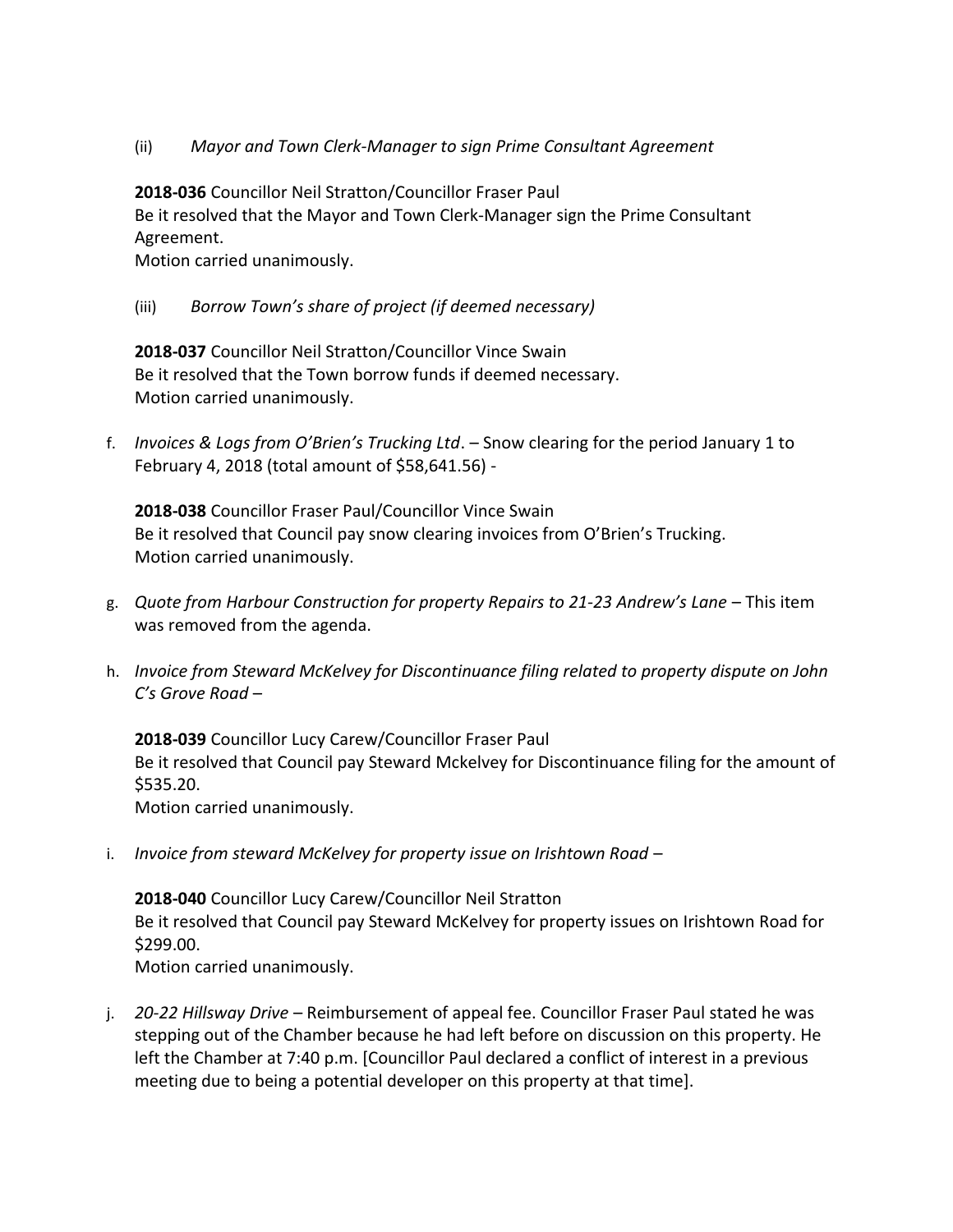(ii) *Mayor and Town Clerk-Manager to sign Prime Consultant Agreement*

**2018-036** Councillor Neil Stratton/Councillor Fraser Paul
Be it resolved that the Mayor and Town Clerk-Manager sign the Prime Consultant Agreement.
Motion carried unanimously.

(iii) *Borrow Town's share of project (if deemed necessary)*

**2018-037** Councillor Neil Stratton/Councillor Vince Swain
Be it resolved that the Town borrow funds if deemed necessary.
Motion carried unanimously.

f. *Invoices & Logs from O'Brien's Trucking Ltd*. – Snow clearing for the period January 1 to February 4, 2018 (total amount of $58,641.56) -

**2018-038** Councillor Fraser Paul/Councillor Vince Swain
Be it resolved that Council pay snow clearing invoices from O'Brien's Trucking.
Motion carried unanimously.

g. *Quote from Harbour Construction for property Repairs to 21-23 Andrew's Lane* – This item was removed from the agenda.

h. *Invoice from Steward McKelvey for Discontinuance filing related to property dispute on John C's Grove Road* –

**2018-039** Councillor Lucy Carew/Councillor Fraser Paul
Be it resolved that Council pay Steward Mckelvey for Discontinuance filing for the amount of $535.20.
Motion carried unanimously.

i. *Invoice from steward McKelvey for property issue on Irishtown Road* –

**2018-040** Councillor Lucy Carew/Councillor Neil Stratton
Be it resolved that Council pay Steward McKelvey for property issues on Irishtown Road for $299.00.
Motion carried unanimously.

j. *20-22 Hillsway Drive* – Reimbursement of appeal fee. Councillor Fraser Paul stated he was stepping out of the Chamber because he had left before on discussion on this property. He left the Chamber at 7:40 p.m. [Councillor Paul declared a conflict of interest in a previous meeting due to being a potential developer on this property at that time].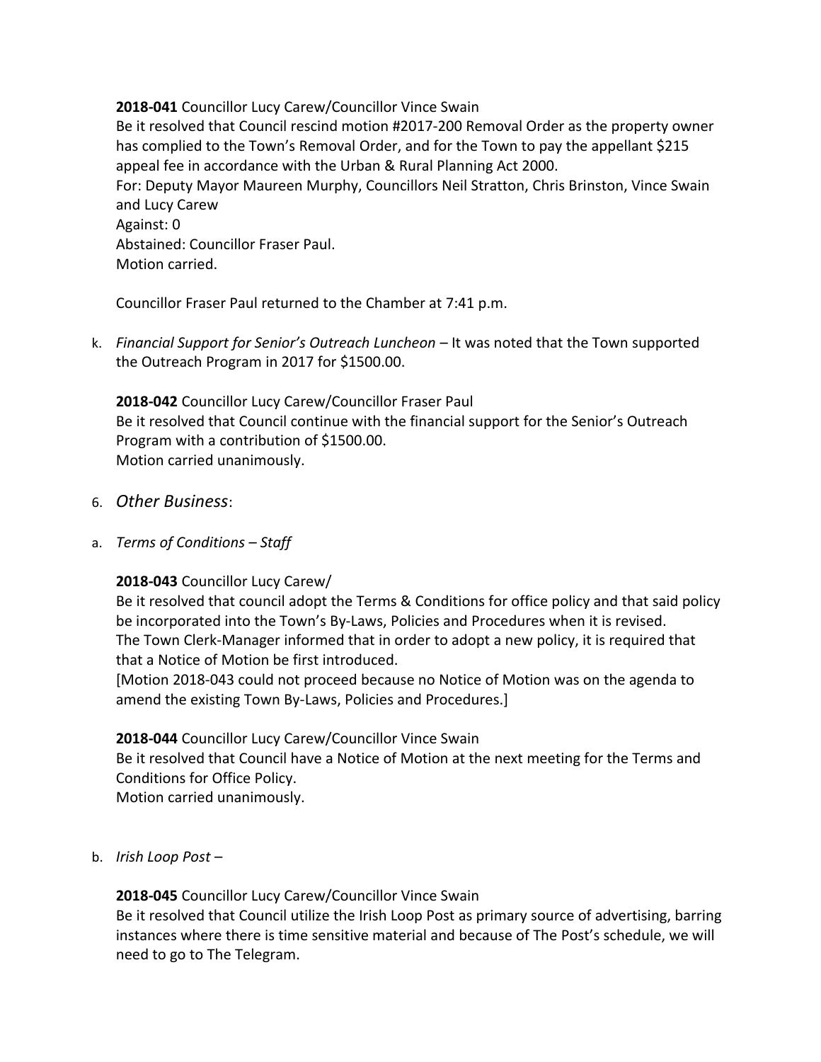**2018-041** Councillor Lucy Carew/Councillor Vince Swain
Be it resolved that Council rescind motion #2017-200 Removal Order as the property owner has complied to the Town's Removal Order, and for the Town to pay the appellant $215 appeal fee in accordance with the Urban & Rural Planning Act 2000.
For: Deputy Mayor Maureen Murphy, Councillors Neil Stratton, Chris Brinston, Vince Swain and Lucy Carew
Against: 0
Abstained: Councillor Fraser Paul.
Motion carried.

Councillor Fraser Paul returned to the Chamber at 7:41 p.m.

k. *Financial Support for Senior's Outreach Luncheon* – It was noted that the Town supported the Outreach Program in 2017 for $1500.00.

**2018-042** Councillor Lucy Carew/Councillor Fraser Paul
Be it resolved that Council continue with the financial support for the Senior's Outreach Program with a contribution of $1500.00.
Motion carried unanimously.

6. *Other Business*:

a. *Terms of Conditions – Staff*

**2018-043** Councillor Lucy Carew/
Be it resolved that council adopt the Terms & Conditions for office policy and that said policy be incorporated into the Town's By-Laws, Policies and Procedures when it is revised.
The Town Clerk-Manager informed that in order to adopt a new policy, it is required that that a Notice of Motion be first introduced.
[Motion 2018-043 could not proceed because no Notice of Motion was on the agenda to amend the existing Town By-Laws, Policies and Procedures.]

**2018-044** Councillor Lucy Carew/Councillor Vince Swain
Be it resolved that Council have a Notice of Motion at the next meeting for the Terms and Conditions for Office Policy.
Motion carried unanimously.

b. *Irish Loop Post* –

**2018-045** Councillor Lucy Carew/Councillor Vince Swain
Be it resolved that Council utilize the Irish Loop Post as primary source of advertising, barring instances where there is time sensitive material and because of The Post's schedule, we will need to go to The Telegram.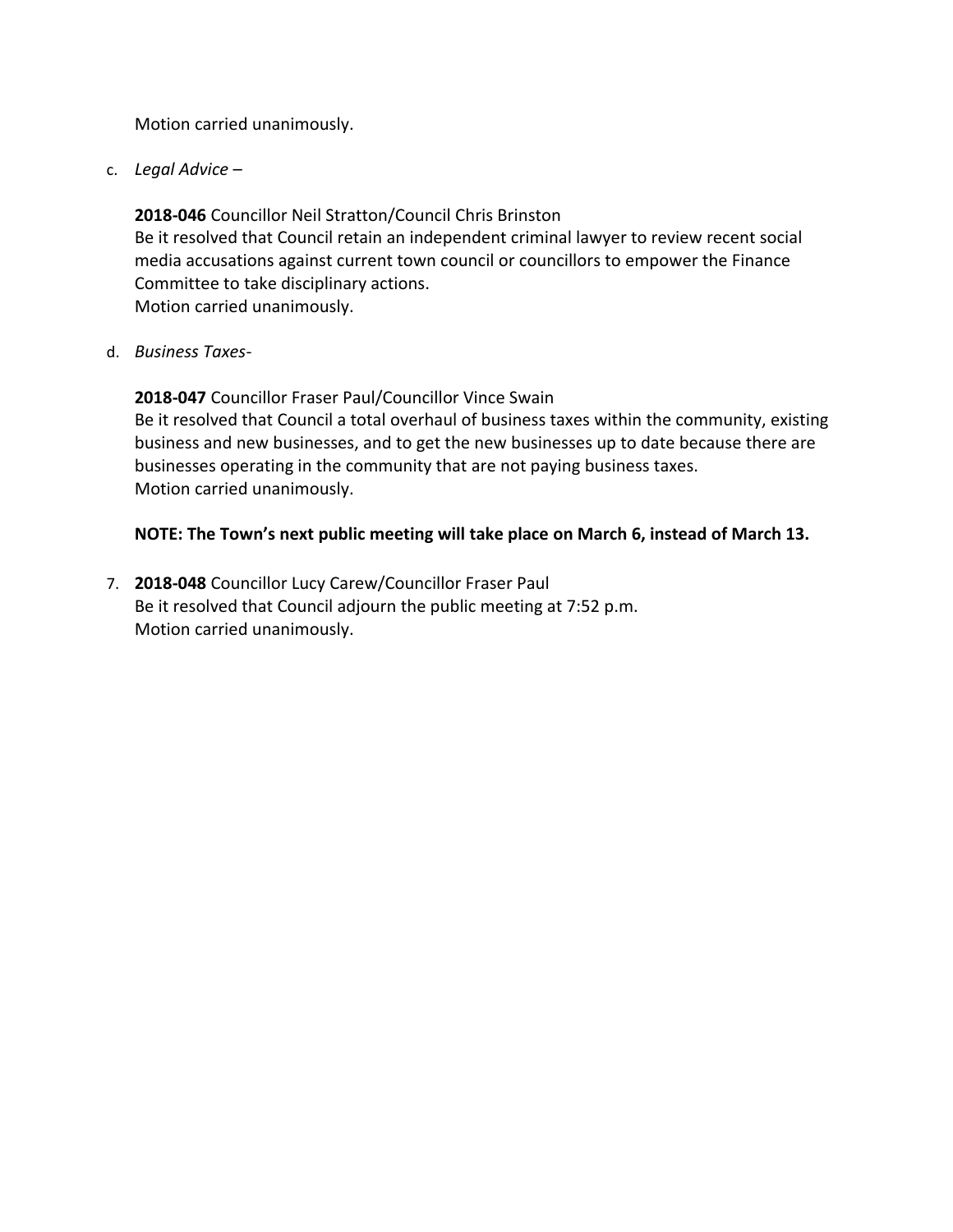Motion carried unanimously.

c. *Legal Advice* –

   **2018-046** Councillor Neil Stratton/Council Chris Brinston
   Be it resolved that Council retain an independent criminal lawyer to review recent social media accusations against current town council or councillors to empower the Finance Committee to take disciplinary actions.
   Motion carried unanimously.

d. *Business Taxes*-

   **2018-047** Councillor Fraser Paul/Councillor Vince Swain
   Be it resolved that Council a total overhaul of business taxes within the community, existing business and new businesses, and to get the new businesses up to date because there are businesses operating in the community that are not paying business taxes.
   Motion carried unanimously.

   **NOTE: The Town's next public meeting will take place on March 6, instead of March 13.**

7. **2018-048** Councillor Lucy Carew/Councillor Fraser Paul
   Be it resolved that Council adjourn the public meeting at 7:52 p.m.
   Motion carried unanimously.